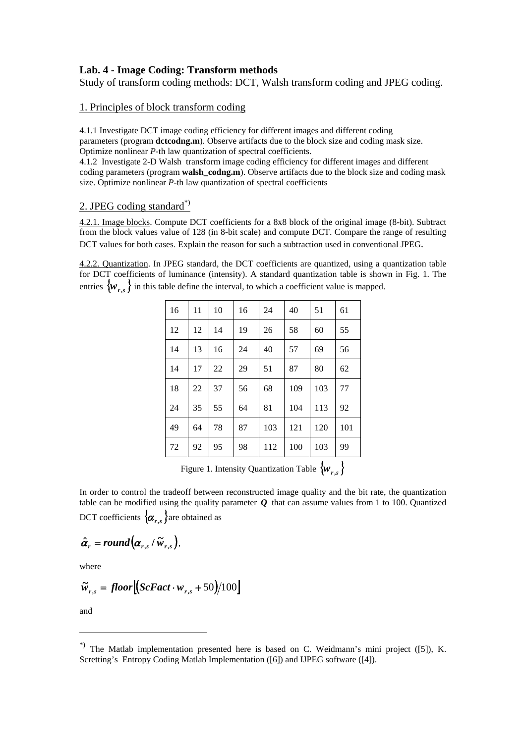# Lab. 4 - Image Coding: Transform methods

Study of transform coding methods: DCT, Walsh transform coding and JPEG coding.

## 1. Principles of block transform coding

4.1.1 Investigate DCT image coding efficiency for different images and different coding parameters (program **dctcodng.m**). Observe artifacts due to the block size and coding mask size. Optimize nonlinear *P*-th law quantization of spectral coefficients.

4.1.2 Investigate 2-D Walsh transform image coding efficiency for different images and different coding parameters (program **walsh_codng.m**). Observe artifacts due to the block size and coding mask size. Optimize nonlinear *P*-th law quantization of spectral coefficients

## 2. JPEG coding standard[*)]

4.2.1. Image blocks. Compute DCT coefficients for a 8x8 block of the original image (8-bit). Subtract from the block values value of 128 (in 8-bit scale) and compute DCT. Compare the range of resulting DCT values for both cases. Explain the reason for such a subtraction used in conventional JPEG.

4.2.2. Quantization. In JPEG standard, the DCT coefficients are quantized, using a quantization table for DCT coefficients of luminance (intensity). A standard quantization table is shown in Fig. 1. The entries $\{w_{r,s}\}$ in this table define the interval, to which a coefficient value is mapped.

| | | | | | | | |
|---|---|---|---|---|---|---|---|
| 16 | 11 | 10 | 16 | 24 | 40 | 51 | 61 |
| 12 | 12 | 14 | 19 | 26 | 58 | 60 | 55 |
| 14 | 13 | 16 | 24 | 40 | 57 | 69 | 56 |
| 14 | 17 | 22 | 29 | 51 | 87 | 80 | 62 |
| 18 | 22 | 37 | 56 | 68 | 109 | 103 | 77 |
| 24 | 35 | 55 | 64 | 81 | 104 | 113 | 92 |
| 49 | 64 | 78 | 87 | 103 | 121 | 120 | 101 |
| 72 | 92 | 95 | 98 | 112 | 100 | 103 | 99 |

Figure 1. Intensity Quantization Table $\{w_{r,s}\}$

In order to control the tradeoff between reconstructed image quality and the bit rate, the quantization table can be modified using the quality parameter $\boldsymbol{Q}$ that can assume values from 1 to 100. Quantized DCT coefficients $\{\alpha_{r,s}\}$ are obtained as

$$\hat{\alpha}_r = \boldsymbol{round}\left(\alpha_{r,s} / \tilde{w}_{r,s}\right),$$

where

$$\tilde{w}_{r,s} = \boldsymbol{floor}\left[\left(\boldsymbol{ScFact} \cdot w_{r,s} + 50\right)/100\right]$$

and

---

[*)] The Matlab implementation presented here is based on C. Weidmann's mini project ([5]), K. Scretting's Entropy Coding Matlab Implementation ([6]) and IJPEG software ([4]).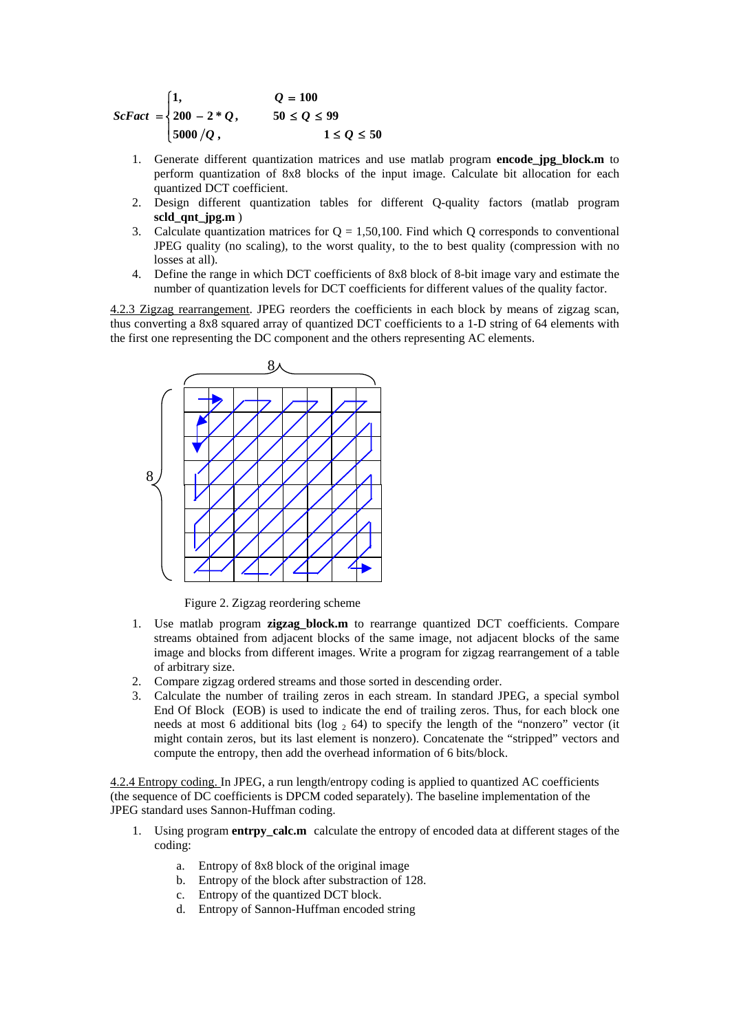$$ScFact = \begin{cases} 1, & Q = 100 \\ 200 - 2 * Q, & 50 \le Q \le 99 \\ 5000 / Q, & 1 \le Q \le 50 \end{cases}$$

1. Generate different quantization matrices and use matlab program **encode_jpg_block.m** to perform quantization of 8x8 blocks of the input image. Calculate bit allocation for each quantized DCT coefficient.
2. Design different quantization tables for different Q-quality factors (matlab program **scld_qnt_jpg.m** )
3. Calculate quantization matrices for Q = 1,50,100. Find which Q corresponds to conventional JPEG quality (no scaling), to the worst quality, to the to best quality (compression with no losses at all).
4. Define the range in which DCT coefficients of 8x8 block of 8-bit image vary and estimate the number of quantization levels for DCT coefficients for different values of the quality factor.

4.2.3 Zigzag rearrangement. JPEG reorders the coefficients in each block by means of zigzag scan, thus converting a 8x8 squared array of quantized DCT coefficients to a 1-D string of 64 elements with the first one representing the DC component and the others representing AC elements.

Figure 2. Zigzag reordering scheme

1. Use matlab program **zigzag_block.m** to rearrange quantized DCT coefficients. Compare streams obtained from adjacent blocks of the same image, not adjacent blocks of the same image and blocks from different images. Write a program for zigzag rearrangement of a table of arbitrary size.
2. Compare zigzag ordered streams and those sorted in descending order.
3. Calculate the number of trailing zeros in each stream. In standard JPEG, a special symbol End Of Block (EOB) is used to indicate the end of trailing zeros. Thus, for each block one needs at most 6 additional bits ($\log_2 64$) to specify the length of the "nonzero" vector (it might contain zeros, but its last element is nonzero). Concatenate the "stripped" vectors and compute the entropy, then add the overhead information of 6 bits/block.

4.2.4 Entropy coding. In JPEG, a run length/entropy coding is applied to quantized AC coefficients (the sequence of DC coefficients is DPCM coded separately). The baseline implementation of the JPEG standard uses Sannon-Huffman coding.

1. Using program **entrpy_calc.m** calculate the entropy of encoded data at different stages of the coding:
   a. Entropy of 8x8 block of the original image
   b. Entropy of the block after substraction of 128.
   c. Entropy of the quantized DCT block.
   d. Entropy of Sannon-Huffman encoded string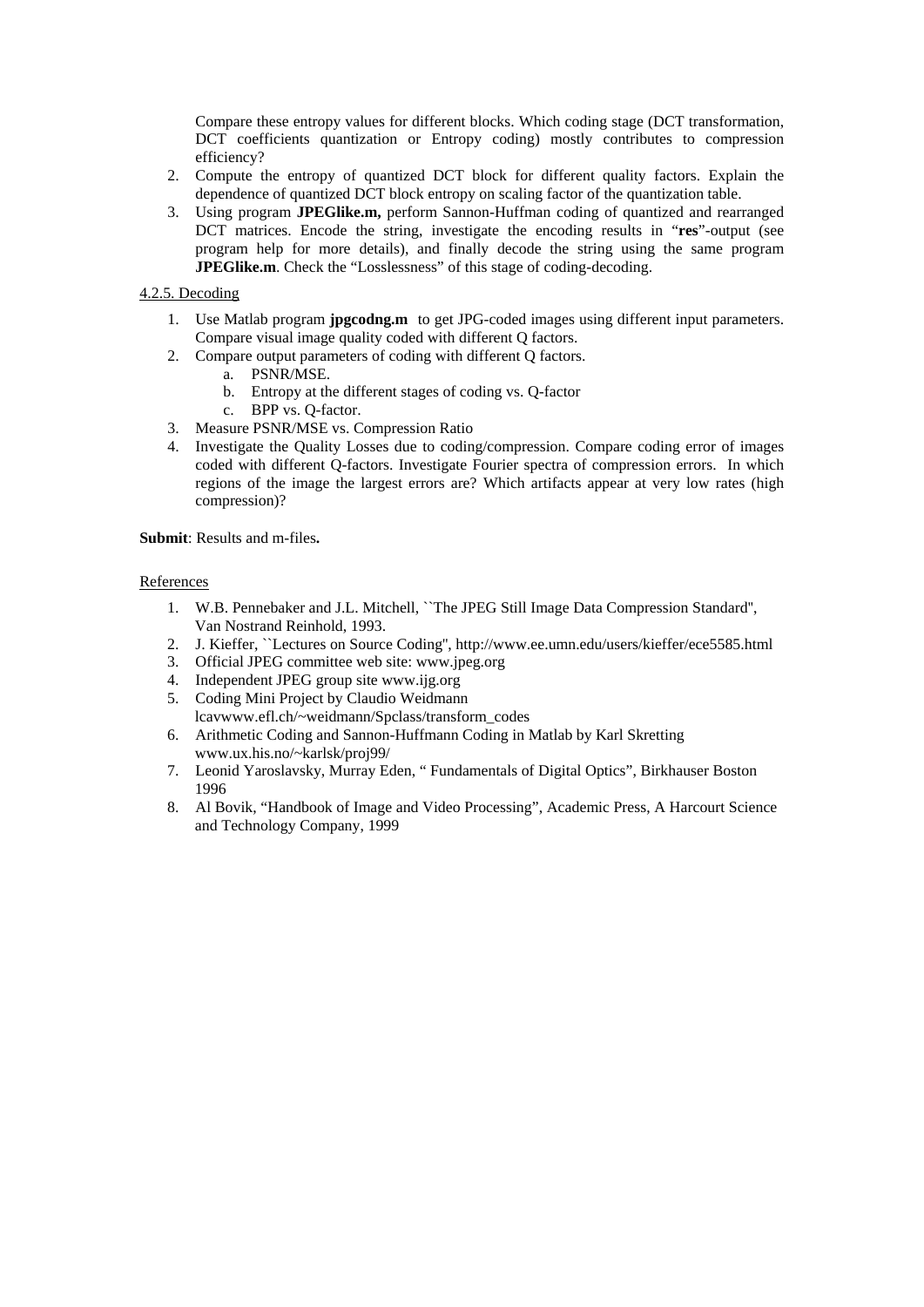Compare these entropy values for different blocks. Which coding stage (DCT transformation, DCT coefficients quantization or Entropy coding) mostly contributes to compression efficiency?

2. Compute the entropy of quantized DCT block for different quality factors. Explain the dependence of quantized DCT block entropy on scaling factor of the quantization table.
3. Using program **JPEGlike.m,** perform Sannon-Huffman coding of quantized and rearranged DCT matrices. Encode the string, investigate the encoding results in "**res**"-output (see program help for more details), and finally decode the string using the same program **JPEGlike.m**. Check the "Losslessness" of this stage of coding-decoding.

4.2.5. Decoding

1. Use Matlab program **jpgcodng.m** to get JPG-coded images using different input parameters. Compare visual image quality coded with different Q factors.
2. Compare output parameters of coding with different Q factors.
   a. PSNR/MSE.
   b. Entropy at the different stages of coding vs. Q-factor
   c. BPP vs. Q-factor.
3. Measure PSNR/MSE vs. Compression Ratio
4. Investigate the Quality Losses due to coding/compression. Compare coding error of images coded with different Q-factors. Investigate Fourier spectra of compression errors. In which regions of the image the largest errors are? Which artifacts appear at very low rates (high compression)?

**Submit**: Results and m-files**.**

References

1. W.B. Pennebaker and J.L. Mitchell, ``The JPEG Still Image Data Compression Standard'', Van Nostrand Reinhold, 1993.
2. J. Kieffer, ``Lectures on Source Coding'', http://www.ee.umn.edu/users/kieffer/ece5585.html
3. Official JPEG committee web site: www.jpeg.org
4. Independent JPEG group site www.ijg.org
5. Coding Mini Project by Claudio Weidmann lcavwww.efl.ch/~weidmann/Spclass/transform_codes
6. Arithmetic Coding and Sannon-Huffmann Coding in Matlab by Karl Skretting www.ux.his.no/~karlsk/proj99/
7. Leonid Yaroslavsky, Murray Eden, " Fundamentals of Digital Optics", Birkhauser Boston 1996
8. Al Bovik, "Handbook of Image and Video Processing", Academic Press, A Harcourt Science and Technology Company, 1999